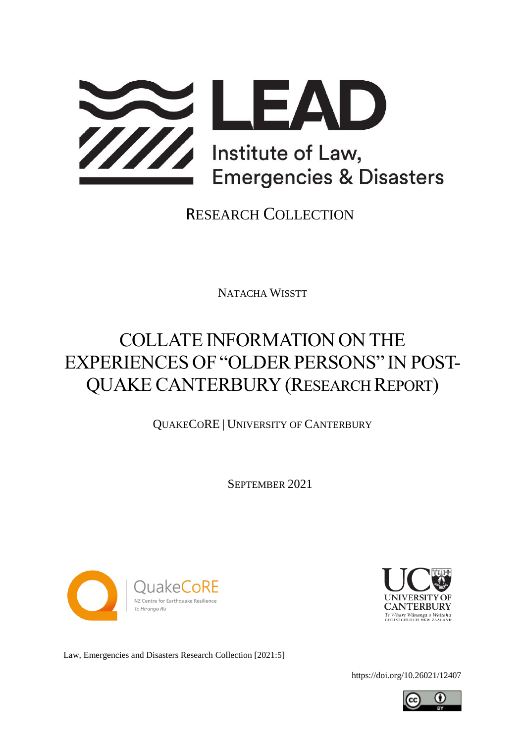LEAD

Institute of Law, Emergencies & Disasters

RESEARCH COLLECTION

NATACHA WISSTT

# COLLATE INFORMATION ON THE EXPERIENCES OF "OLDER PERSONS" IN POST-QUAKE CANTERBURY (RESEARCH REPORT)

QUAKECORE | UNIVERSITY OF CANTERBURY

SEPTEMBER 2021

QuakeCoRE
NZ Centre for Earthquake Resilience
*Te Hiranga Rū*

UNIVERSITY OF CANTERBURY
*Te Whare Wānanga o Waitaha*
CHRISTCHURCH NEW ZEALAND

Law, Emergencies and Disasters Research Collection [2021:5]

https://doi.org/10.26021/12407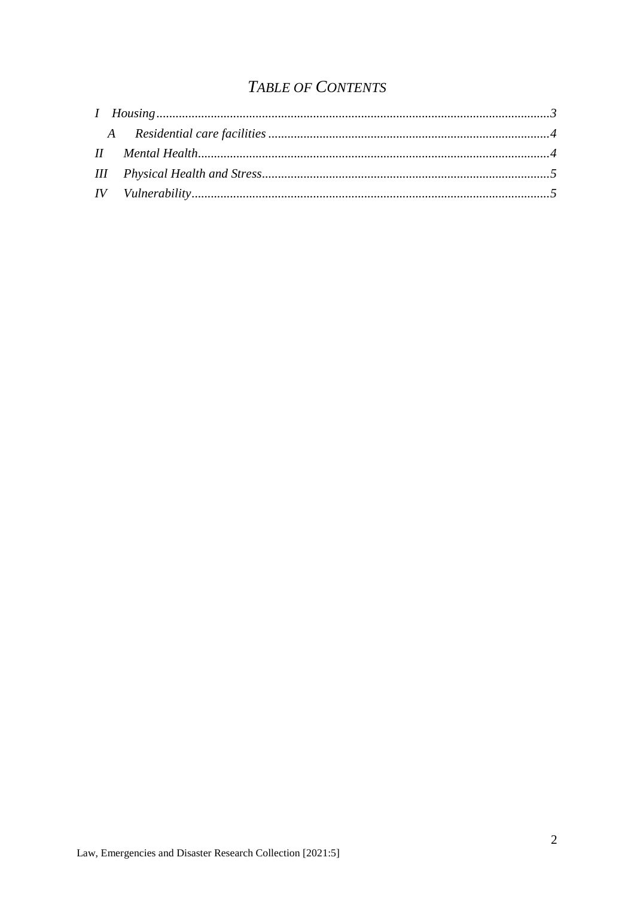## *Table of Contents*

*I Housing*......................................................................................................................3

*A Residential care facilities*...................................................................................4

*II Mental Health*.........................................................................................................4

*III Physical Health and Stress*..................................................................................5

*IV Vulnerability*.........................................................................................................5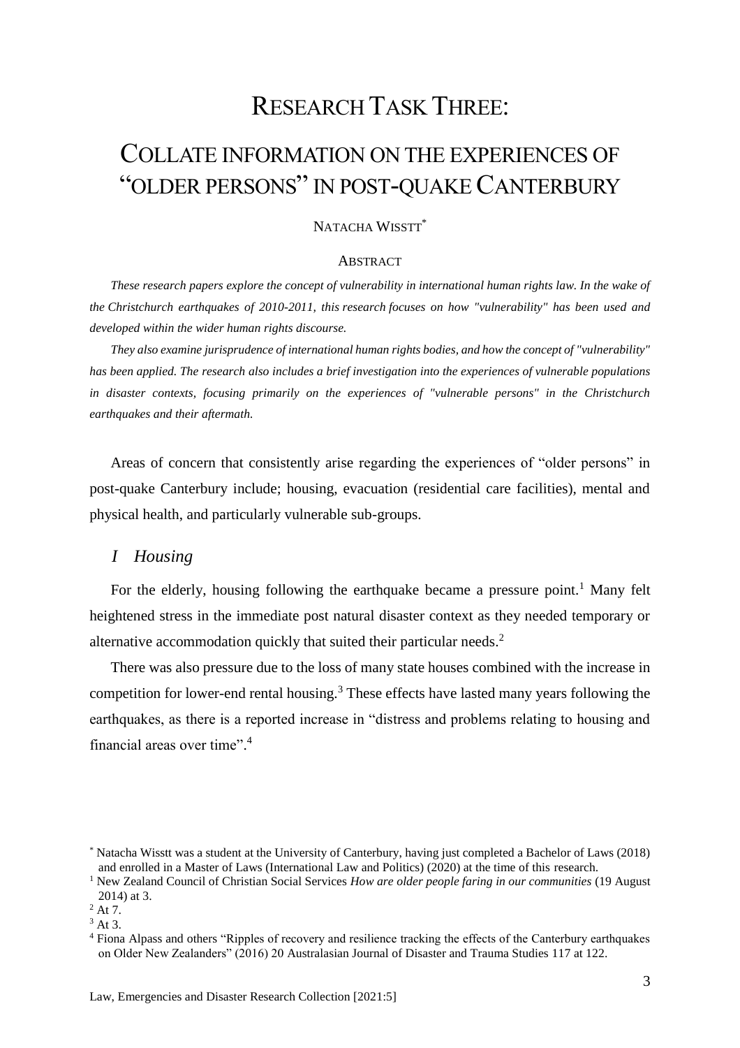# RESEARCH TASK THREE:

# COLLATE INFORMATION ON THE EXPERIENCES OF "OLDER PERSONS" IN POST-QUAKE CANTERBURY

NATACHA WISSTT*

ABSTRACT

*These research papers explore the concept of vulnerability in international human rights law. In the wake of the Christchurch earthquakes of 2010-2011, this research focuses on how "vulnerability" has been used and developed within the wider human rights discourse.*

*They also examine jurisprudence of international human rights bodies, and how the concept of "vulnerability" has been applied. The research also includes a brief investigation into the experiences of vulnerable populations in disaster contexts, focusing primarily on the experiences of "vulnerable persons" in the Christchurch earthquakes and their aftermath.*

Areas of concern that consistently arise regarding the experiences of "older persons" in post-quake Canterbury include; housing, evacuation (residential care facilities), mental and physical health, and particularly vulnerable sub-groups.

## *I Housing*

For the elderly, housing following the earthquake became a pressure point.[1] Many felt heightened stress in the immediate post natural disaster context as they needed temporary or alternative accommodation quickly that suited their particular needs.[2]

There was also pressure due to the loss of many state houses combined with the increase in competition for lower-end rental housing.[3] These effects have lasted many years following the earthquakes, as there is a reported increase in "distress and problems relating to housing and financial areas over time".[4]

---

* Natacha Wisstt was a student at the University of Canterbury, having just completed a Bachelor of Laws (2018) and enrolled in a Master of Laws (International Law and Politics) (2020) at the time of this research.

[1] New Zealand Council of Christian Social Services *How are older people faring in our communities* (19 August 2014) at 3.

[2] At 7.

[3] At 3.

[4] Fiona Alpass and others "Ripples of recovery and resilience tracking the effects of the Canterbury earthquakes on Older New Zealanders" (2016) 20 Australasian Journal of Disaster and Trauma Studies 117 at 122.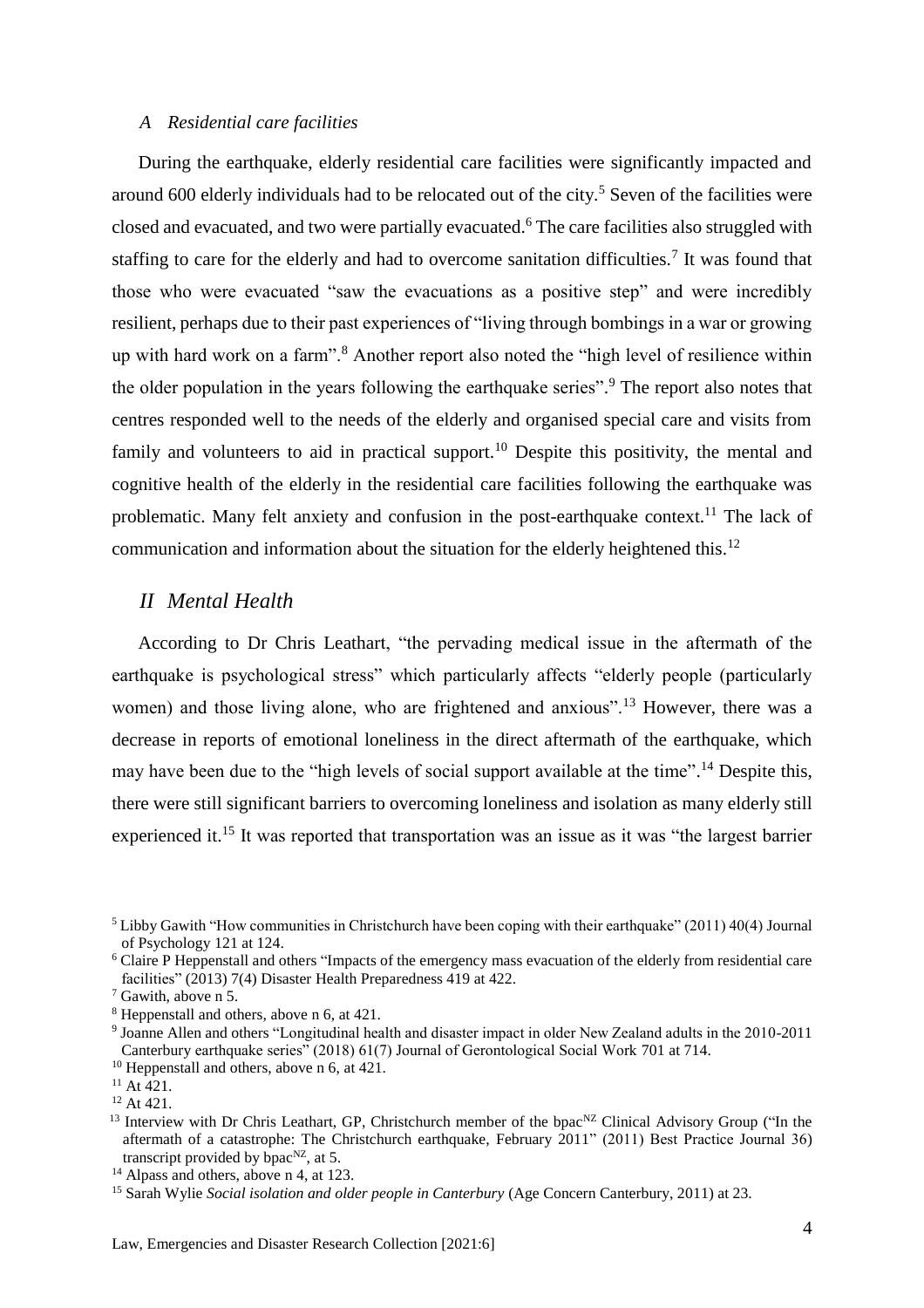### *A Residential care facilities*

During the earthquake, elderly residential care facilities were significantly impacted and around 600 elderly individuals had to be relocated out of the city.[5] Seven of the facilities were closed and evacuated, and two were partially evacuated.[6] The care facilities also struggled with staffing to care for the elderly and had to overcome sanitation difficulties.[7] It was found that those who were evacuated "saw the evacuations as a positive step" and were incredibly resilient, perhaps due to their past experiences of "living through bombings in a war or growing up with hard work on a farm".[8] Another report also noted the "high level of resilience within the older population in the years following the earthquake series".[9] The report also notes that centres responded well to the needs of the elderly and organised special care and visits from family and volunteers to aid in practical support.[10] Despite this positivity, the mental and cognitive health of the elderly in the residential care facilities following the earthquake was problematic. Many felt anxiety and confusion in the post-earthquake context.[11] The lack of communication and information about the situation for the elderly heightened this.[12]

## *II Mental Health*

According to Dr Chris Leathart, "the pervading medical issue in the aftermath of the earthquake is psychological stress" which particularly affects "elderly people (particularly women) and those living alone, who are frightened and anxious".[13] However, there was a decrease in reports of emotional loneliness in the direct aftermath of the earthquake, which may have been due to the "high levels of social support available at the time".[14] Despite this, there were still significant barriers to overcoming loneliness and isolation as many elderly still experienced it.[15] It was reported that transportation was an issue as it was "the largest barrier

---

[5] Libby Gawith "How communities in Christchurch have been coping with their earthquake" (2011) 40(4) Journal of Psychology 121 at 124.

[6] Claire P Heppenstall and others "Impacts of the emergency mass evacuation of the elderly from residential care facilities" (2013) 7(4) Disaster Health Preparedness 419 at 422.

[7] Gawith, above n 5.

[8] Heppenstall and others, above n 6, at 421.

[9] Joanne Allen and others "Longitudinal health and disaster impact in older New Zealand adults in the 2010-2011 Canterbury earthquake series" (2018) 61(7) Journal of Gerontological Social Work 701 at 714.

[10] Heppenstall and others, above n 6, at 421.

[11] At 421.

[12] At 421.

[13] Interview with Dr Chris Leathart, GP, Christchurch member of the bpac[NZ] Clinical Advisory Group ("In the aftermath of a catastrophe: The Christchurch earthquake, February 2011" (2011) Best Practice Journal 36) transcript provided by bpac[NZ], at 5.

[14] Alpass and others, above n 4, at 123.

[15] Sarah Wylie *Social isolation and older people in Canterbury* (Age Concern Canterbury, 2011) at 23.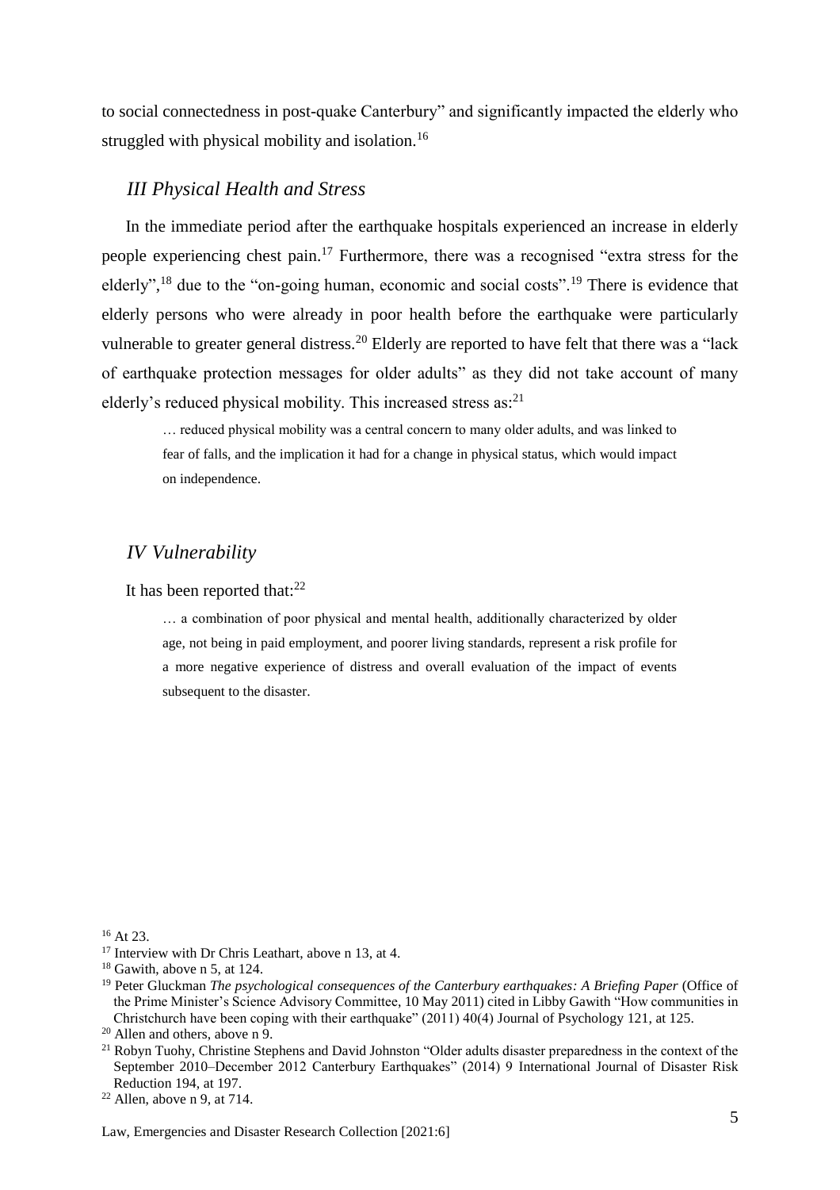to social connectedness in post-quake Canterbury" and significantly impacted the elderly who struggled with physical mobility and isolation.[16]

## *III Physical Health and Stress*

In the immediate period after the earthquake hospitals experienced an increase in elderly people experiencing chest pain.[17] Furthermore, there was a recognised "extra stress for the elderly",[18] due to the "on-going human, economic and social costs".[19] There is evidence that elderly persons who were already in poor health before the earthquake were particularly vulnerable to greater general distress.[20] Elderly are reported to have felt that there was a "lack of earthquake protection messages for older adults" as they did not take account of many elderly's reduced physical mobility. This increased stress as:[21]

> … reduced physical mobility was a central concern to many older adults, and was linked to fear of falls, and the implication it had for a change in physical status, which would impact on independence.

## *IV Vulnerability*

It has been reported that:[22]

> … a combination of poor physical and mental health, additionally characterized by older age, not being in paid employment, and poorer living standards, represent a risk profile for a more negative experience of distress and overall evaluation of the impact of events subsequent to the disaster.

[16] At 23.

[17] Interview with Dr Chris Leathart, above n 13, at 4.

[18] Gawith, above n 5, at 124.

[19] Peter Gluckman *The psychological consequences of the Canterbury earthquakes: A Briefing Paper* (Office of the Prime Minister's Science Advisory Committee, 10 May 2011) cited in Libby Gawith "How communities in Christchurch have been coping with their earthquake" (2011) 40(4) Journal of Psychology 121, at 125.

[20] Allen and others, above n 9.

[21] Robyn Tuohy, Christine Stephens and David Johnston "Older adults disaster preparedness in the context of the September 2010–December 2012 Canterbury Earthquakes" (2014) 9 International Journal of Disaster Risk Reduction 194, at 197.

[22] Allen, above n 9, at 714.